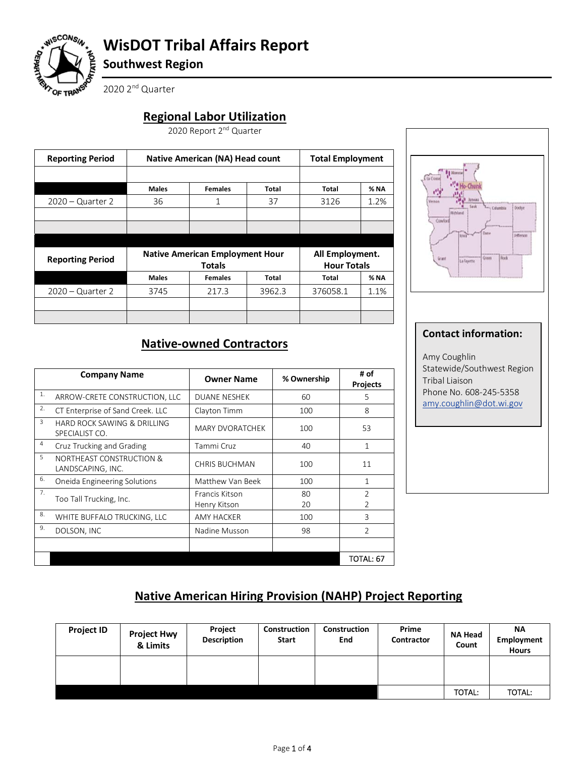# WisDOT Tribal Affairs Report

## Southwest Region

2020 2nd Quarter

## Regional Labor Utilization

2020 Report 2nd Quarter

| Reporting Period | Native American (NA) Head count | | | Total Employment | |
|---|---|---|---|---|---|
| | Males | Females | Total | Total | % NA |
| 2020 – Quarter 2 | 36 | 1 | 37 | 3126 | 1.2% |

| Reporting Period | Native American Employment Hour Totals | | | All Employment. Hour Totals | |
|---|---|---|---|---|---|
| | Males | Females | Total | Total | % NA |
| 2020 – Quarter 2 | 3745 | 217.3 | 3962.3 | 376058.1 | 1.1% |

## Native-owned Contractors

| | Company Name | Owner Name | % Ownership | # of Projects |
|---|---|---|---|---|
| 1. | ARROW-CRETE CONSTRUCTION, LLC | DUANE NESHEK | 60 | 5 |
| 2. | CT Enterprise of Sand Creek. LLC | Clayton Timm | 100 | 8 |
| 3 | HARD ROCK SAWING & DRILLING SPECIALIST CO. | MARY DVORATCHEK | 100 | 53 |
| 4 | Cruz Trucking and Grading | Tammi Cruz | 40 | 1 |
| 5 | NORTHEAST CONSTRUCTION & LANDSCAPING, INC. | CHRIS BUCHMAN | 100 | 11 |
| 6. | Oneida Engineering Solutions | Matthew Van Beek | 100 | 1 |
| 7. | Too Tall Trucking, Inc. | Francis Kitson<br>Henry Kitson | 80<br>20 | 2<br>2 |
| 8. | WHITE BUFFALO TRUCKING, LLC | AMY HACKER | 100 | 3 |
| 9. | DOLSON, INC | Nadine Musson | 98 | 2 |
| | | | | |
| | | | | TOTAL: 67 |

### Contact information:

Amy Coughlin
Statewide/Southwest Region Tribal Liaison
Phone No. 608-245-5358
amy.coughlin@dot.wi.gov

## Native American Hiring Provision (NAHP) Project Reporting

| Project ID | Project Hwy & Limits | Project Description | Construction Start | Construction End | Prime Contractor | NA Head Count | NA Employment Hours |
|---|---|---|---|---|---|---|---|
| | | | | | | | |
| | | | | | | TOTAL: | TOTAL: |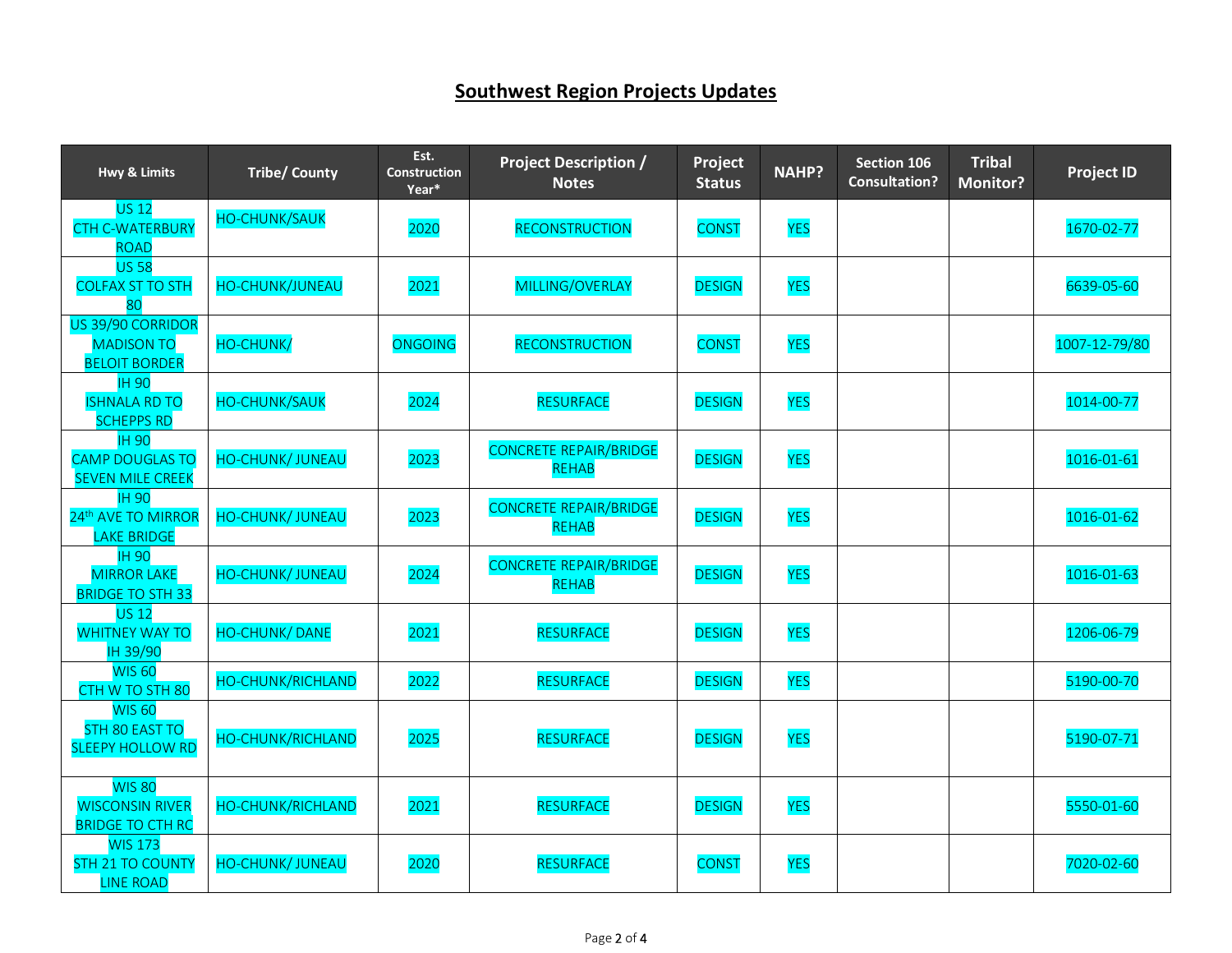# Southwest Region Projects Updates

| Hwy & Limits | Tribe/ County | Est. Construction Year* | Project Description / Notes | Project Status | NAHP? | Section 106 Consultation? | Tribal Monitor? | Project ID |
|---|---|---|---|---|---|---|---|---|
| US 12 CTH C-WATERBURY ROAD | HO-CHUNK/SAUK | 2020 | RECONSTRUCTION | CONST | YES | | | 1670-02-77 |
| US 58 COLFAX ST TO STH 80 | HO-CHUNK/JUNEAU | 2021 | MILLING/OVERLAY | DESIGN | YES | | | 6639-05-60 |
| US 39/90 CORRIDOR MADISON TO BELOIT BORDER | HO-CHUNK/ | ONGOING | RECONSTRUCTION | CONST | YES | | | 1007-12-79/80 |
| IH 90 ISHNALA RD TO SCHEPPS RD | HO-CHUNK/SAUK | 2024 | RESURFACE | DESIGN | YES | | | 1014-00-77 |
| IH 90 CAMP DOUGLAS TO SEVEN MILE CREEK | HO-CHUNK/ JUNEAU | 2023 | CONCRETE REPAIR/BRIDGE REHAB | DESIGN | YES | | | 1016-01-61 |
| IH 90 24th AVE TO MIRROR LAKE BRIDGE | HO-CHUNK/ JUNEAU | 2023 | CONCRETE REPAIR/BRIDGE REHAB | DESIGN | YES | | | 1016-01-62 |
| IH 90 MIRROR LAKE BRIDGE TO STH 33 | HO-CHUNK/ JUNEAU | 2024 | CONCRETE REPAIR/BRIDGE REHAB | DESIGN | YES | | | 1016-01-63 |
| US 12 WHITNEY WAY TO IH 39/90 | HO-CHUNK/ DANE | 2021 | RESURFACE | DESIGN | YES | | | 1206-06-79 |
| WIS 60 CTH W TO STH 80 | HO-CHUNK/RICHLAND | 2022 | RESURFACE | DESIGN | YES | | | 5190-00-70 |
| WIS 60 STH 80 EAST TO SLEEPY HOLLOW RD | HO-CHUNK/RICHLAND | 2025 | RESURFACE | DESIGN | YES | | | 5190-07-71 |
| WIS 80 WISCONSIN RIVER BRIDGE TO CTH RC | HO-CHUNK/RICHLAND | 2021 | RESURFACE | DESIGN | YES | | | 5550-01-60 |
| WIS 173 STH 21 TO COUNTY LINE ROAD | HO-CHUNK/ JUNEAU | 2020 | RESURFACE | CONST | YES | | | 7020-02-60 |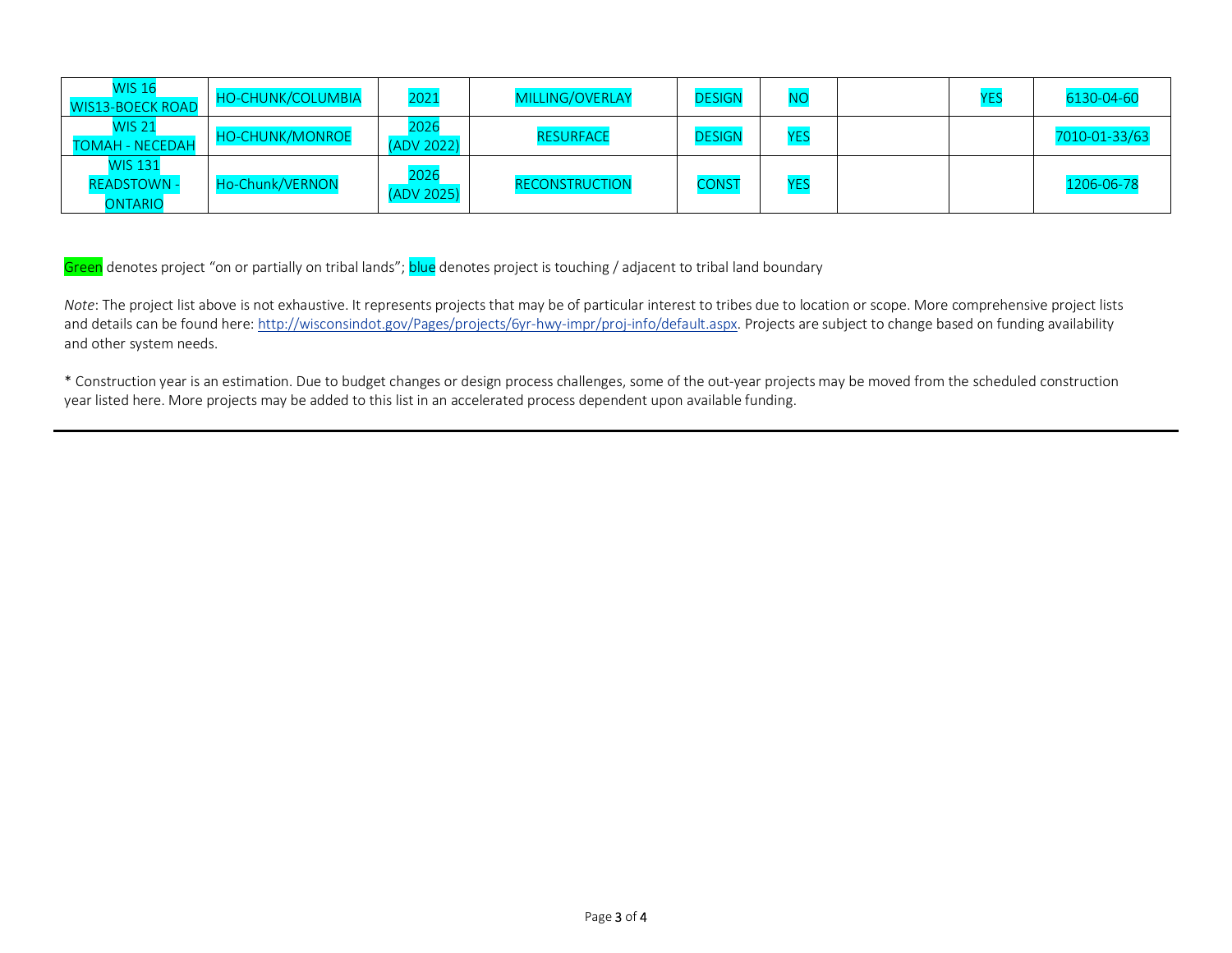| | | | | | | | | |
|---|---|---|---|---|---|---|---|---|
| WIS 16<br>WIS13-BOECK ROAD | HO-CHUNK/COLUMBIA | 2021 | MILLING/OVERLAY | DESIGN | NO | | YES | 6130-04-60 |
| WIS 21<br>TOMAH - NECEDAH | HO-CHUNK/MONROE | 2026<br>(ADV 2022) | RESURFACE | DESIGN | YES | | | 7010-01-33/63 |
| WIS 131<br>READSTOWN - ONTARIO | Ho-Chunk/VERNON | 2026<br>(ADV 2025) | RECONSTRUCTION | CONST | YES | | | 1206-06-78 |

Green denotes project "on or partially on tribal lands"; blue denotes project is touching / adjacent to tribal land boundary

*Note*: The project list above is not exhaustive. It represents projects that may be of particular interest to tribes due to location or scope. More comprehensive project lists and details can be found here: http://wisconsindot.gov/Pages/projects/6yr-hwy-impr/proj-info/default.aspx. Projects are subject to change based on funding availability and other system needs.

* Construction year is an estimation. Due to budget changes or design process challenges, some of the out-year projects may be moved from the scheduled construction year listed here. More projects may be added to this list in an accelerated process dependent upon available funding.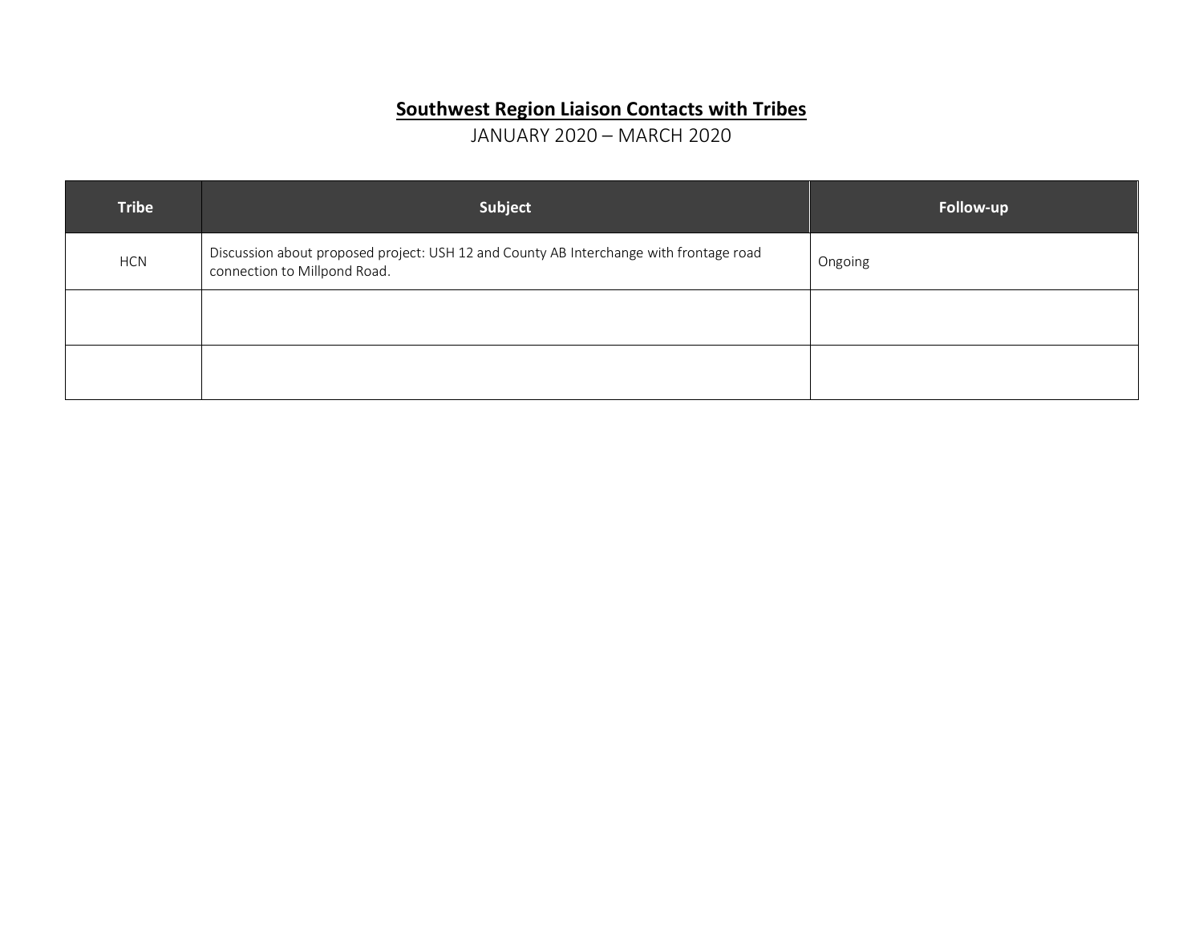**Southwest Region Liaison Contacts with Tribes**

JANUARY 2020 – MARCH 2020

| Tribe | Subject | Follow-up |
|---|---|---|
| HCN | Discussion about proposed project: USH 12 and County AB Interchange with frontage road connection to Millpond Road. | Ongoing |
| | | |
| | | |